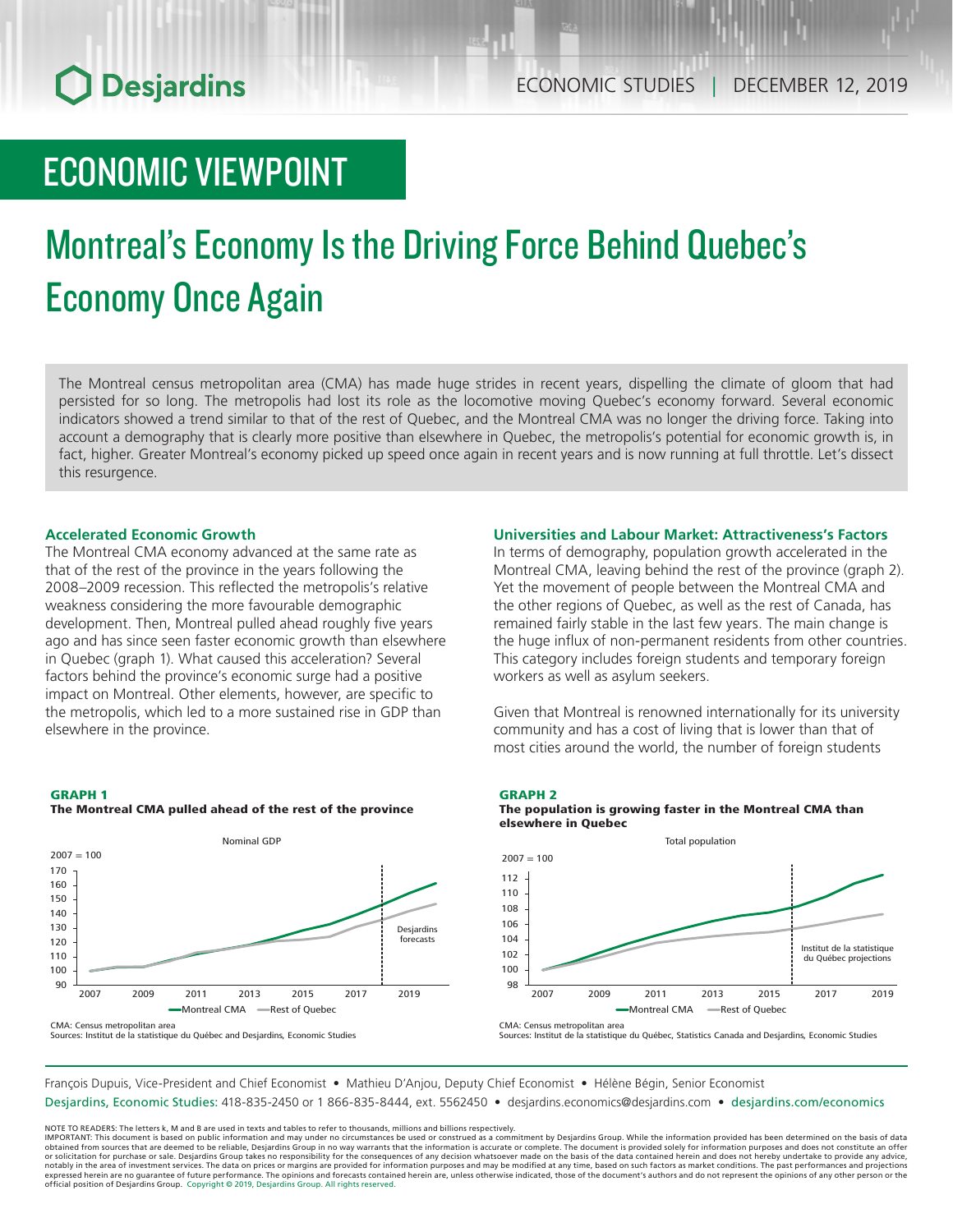ECONOMIC STUDIES | DECEMBER 12, 2019

# ECONOMIC VIEWPOINT

# Montreal's Economy Is the Driving Force Behind Quebec's Economy Once Again

The Montreal census metropolitan area (CMA) has made huge strides in recent years, dispelling the climate of gloom that had persisted for so long. The metropolis had lost its role as the locomotive moving Quebec's economy forward. Several economic indicators showed a trend similar to that of the rest of Quebec, and the Montreal CMA was no longer the driving force. Taking into account a demography that is clearly more positive than elsewhere in Quebec, the metropolis's potential for economic growth is, in fact, higher. Greater Montreal's economy picked up speed once again in recent years and is now running at full throttle. Let's dissect this resurgence.

### Accelerated Economic Growth

The Montreal CMA economy advanced at the same rate as that of the rest of the province in the years following the 2008–2009 recession. This reflected the metropolis's relative weakness considering the more favourable demographic development. Then, Montreal pulled ahead roughly five years ago and has since seen faster economic growth than elsewhere in Quebec (graph 1). What caused this acceleration? Several factors behind the province's economic surge had a positive impact on Montreal. Other elements, however, are specific to the metropolis, which led to a more sustained rise in GDP than elsewhere in the province.

**GRAPH 1**
**The Montreal CMA pulled ahead of the rest of the province**

CMA: Census metropolitan area
Sources: Institut de la statistique du Québec and Desjardins, Economic Studies

### Universities and Labour Market: Attractiveness's Factors

In terms of demography, population growth accelerated in the Montreal CMA, leaving behind the rest of the province (graph 2). Yet the movement of people between the Montreal CMA and the other regions of Quebec, as well as the rest of Canada, has remained fairly stable in the last few years. The main change is the huge influx of non-permanent residents from other countries. This category includes foreign students and temporary foreign workers as well as asylum seekers.

Given that Montreal is renowned internationally for its university community and has a cost of living that is lower than that of most cities around the world, the number of foreign students

**GRAPH 2**
**The population is growing faster in the Montreal CMA than elsewhere in Quebec**

CMA: Census metropolitan area
Sources: Institut de la statistique du Québec, Statistics Canada and Desjardins, Economic Studies

François Dupuis, Vice-President and Chief Economist • Mathieu D'Anjou, Deputy Chief Economist • Hélène Bégin, Senior Economist
Desjardins, Economic Studies: 418-835-2450 or 1 866-835-8444, ext. 5562450 • desjardins.economics@desjardins.com • desjardins.com/economics

NOTE TO READERS: The letters k, M and B are used in texts and tables to refer to thousands, millions and billions respectively.
IMPORTANT: This document is based on public information and may under no circumstances be used or construed as a commitment by Desjardins Group. While the information provided has been determined on the basis of data obtained from sources that are deemed to be reliable, Desjardins Group in no way warrants that the information is accurate or complete. The document is provided solely for information purposes and does not constitute an offer or solicitation for purchase or sale. Desjardins Group takes no responsibility for the consequences of any decision whatsoever made on the basis of the data contained herein and does not hereby undertake to provide any advice, notably in the area of investment services. The data on prices or margins are provided for information purposes and may be modified at any time, based on such factors as market conditions. The past performances and projections expressed herein are no guarantee of future performance. The opinions and forecasts contained herein are, unless otherwise indicated, those of the document's authors and do not represent the opinions of any other person or the official position of Desjardins Group. Copyright © 2019, Desjardins Group. All rights reserved.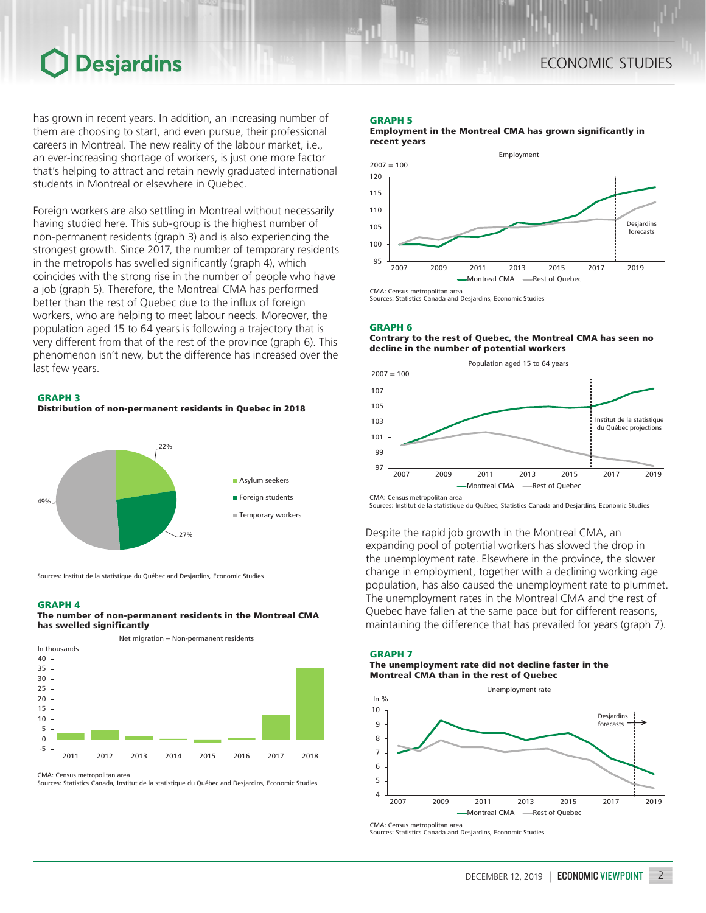has grown in recent years. In addition, an increasing number of them are choosing to start, and even pursue, their professional careers in Montreal. The new reality of the labour market, i.e., an ever-increasing shortage of workers, is just one more factor that's helping to attract and retain newly graduated international students in Montreal or elsewhere in Quebec.

Foreign workers are also settling in Montreal without necessarily having studied here. This sub-group is the highest number of non-permanent residents (graph 3) and is also experiencing the strongest growth. Since 2017, the number of temporary residents in the metropolis has swelled significantly (graph 4), which coincides with the strong rise in the number of people who have a job (graph 5). Therefore, the Montreal CMA has performed better than the rest of Quebec due to the influx of foreign workers, who are helping to meet labour needs. Moreover, the population aged 15 to 64 years is following a trajectory that is very different from that of the rest of the province (graph 6). This phenomenon isn't new, but the difference has increased over the last few years.

**GRAPH 3**
**Distribution of non-permanent residents in Quebec in 2018**

Asylum seekers: 22%
Foreign students: 27%
Temporary workers: 49%

Sources: Institut de la statistique du Québec and Desjardins, Economic Studies

**GRAPH 4**
**The number of non-permanent residents in the Montreal CMA has swelled significantly**

Net migration – Non-permanent residents (In thousands)

CMA: Census metropolitan area
Sources: Statistics Canada, Institut de la statistique du Québec and Desjardins, Economic Studies

**GRAPH 5**
**Employment in the Montreal CMA has grown significantly in recent years**

Employment (2007 = 100) — Montreal CMA, Rest of Quebec; Desjardins forecasts

CMA: Census metropolitan area
Sources: Statistics Canada and Desjardins, Economic Studies

**GRAPH 6**
**Contrary to the rest of Quebec, the Montreal CMA has seen no decline in the number of potential workers**

Population aged 15 to 64 years (2007 = 100) — Montreal CMA, Rest of Quebec; Institut de la statistique du Québec projections

CMA: Census metropolitan area
Sources: Institut de la statistique du Québec, Statistics Canada and Desjardins, Economic Studies

Despite the rapid job growth in the Montreal CMA, an expanding pool of potential workers has slowed the drop in the unemployment rate. Elsewhere in the province, the slower change in employment, together with a declining working age population, has also caused the unemployment rate to plummet. The unemployment rates in the Montreal CMA and the rest of Quebec have fallen at the same pace but for different reasons, maintaining the difference that has prevailed for years (graph 7).

**GRAPH 7**
**The unemployment rate did not decline faster in the Montreal CMA than in the rest of Quebec**

Unemployment rate (In %) — Montreal CMA, Rest of Quebec; Desjardins forecasts

CMA: Census metropolitan area
Sources: Statistics Canada and Desjardins, Economic Studies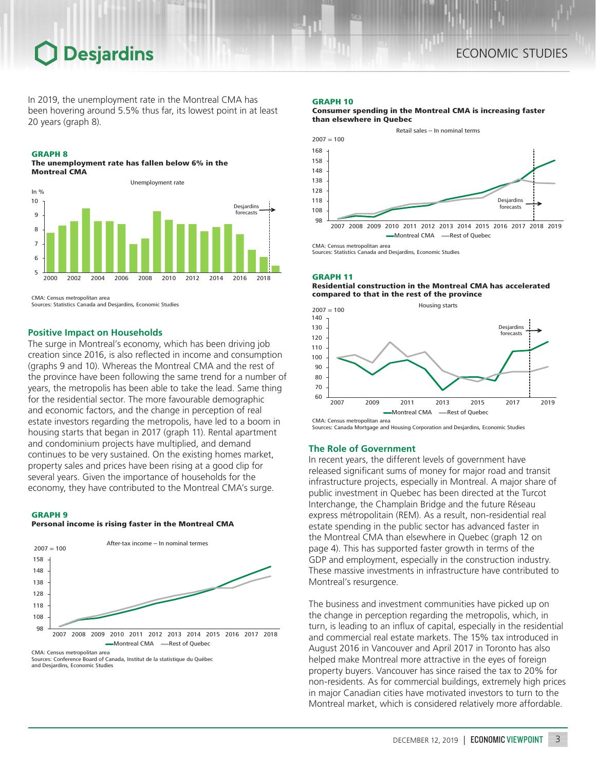In 2019, the unemployment rate in the Montreal CMA has been hovering around 5.5% thus far, its lowest point in at least 20 years (graph 8).

**GRAPH 8**
**The unemployment rate has fallen below 6% in the Montreal CMA**

CMA: Census metropolitan area
Sources: Statistics Canada and Desjardins, Economic Studies

## Positive Impact on Households

The surge in Montreal's economy, which has been driving job creation since 2016, is also reflected in income and consumption (graphs 9 and 10). Whereas the Montreal CMA and the rest of the province have been following the same trend for a number of years, the metropolis has been able to take the lead. Same thing for the residential sector. The more favourable demographic and economic factors, and the change in perception of real estate investors regarding the metropolis, have led to a boom in housing starts that began in 2017 (graph 11). Rental apartment and condominium projects have multiplied, and demand continues to be very sustained. On the existing homes market, property sales and prices have been rising at a good clip for several years. Given the importance of households for the economy, they have contributed to the Montreal CMA's surge.

**GRAPH 9**
**Personal income is rising faster in the Montreal CMA**

CMA: Census metropolitan area
Sources: Conference Board of Canada, Institut de la statistique du Québec and Desjardins, Economic Studies

**GRAPH 10**
**Consumer spending in the Montreal CMA is increasing faster than elsewhere in Quebec**

CMA: Census metropolitan area
Sources: Statistics Canada and Desjardins, Economic Studies

**GRAPH 11**
**Residential construction in the Montreal CMA has accelerated compared to that in the rest of the province**

CMA: Census metropolitan area
Sources: Canada Mortgage and Housing Corporation and Desjardins, Economic Studies

## The Role of Government

In recent years, the different levels of government have released significant sums of money for major road and transit infrastructure projects, especially in Montreal. A major share of public investment in Quebec has been directed at the Turcot Interchange, the Champlain Bridge and the future Réseau express métropolitain (REM). As a result, non-residential real estate spending in the public sector has advanced faster in the Montreal CMA than elsewhere in Quebec (graph 12 on page 4). This has supported faster growth in terms of the GDP and employment, especially in the construction industry. These massive investments in infrastructure have contributed to Montreal's resurgence.

The business and investment communities have picked up on the change in perception regarding the metropolis, which, in turn, is leading to an influx of capital, especially in the residential and commercial real estate markets. The 15% tax introduced in August 2016 in Vancouver and April 2017 in Toronto has also helped make Montreal more attractive in the eyes of foreign property buyers. Vancouver has since raised the tax to 20% for non-residents. As for commercial buildings, extremely high prices in major Canadian cities have motivated investors to turn to the Montreal market, which is considered relatively more affordable.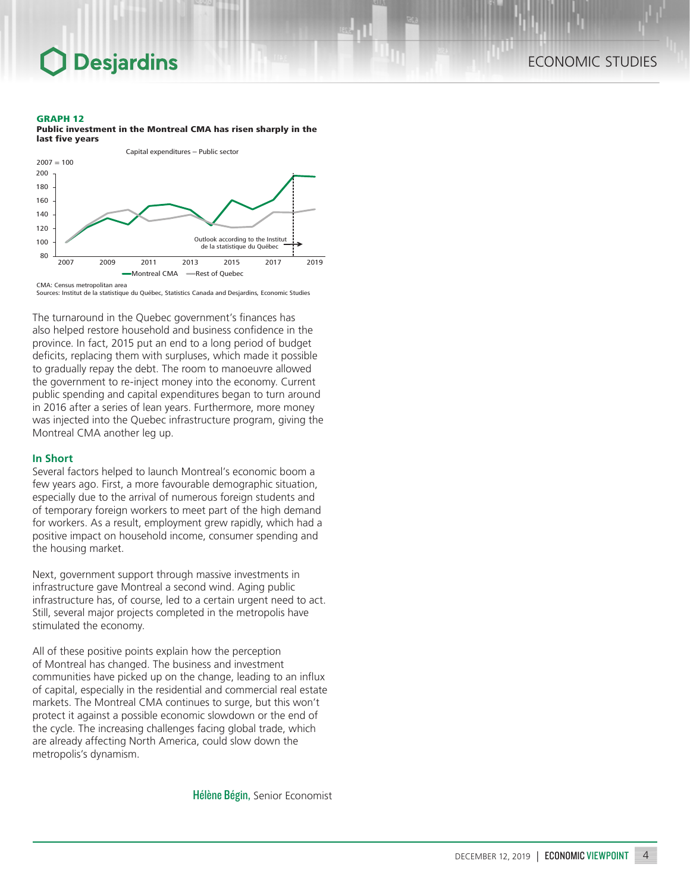**GRAPH 12**
**Public investment in the Montreal CMA has risen sharply in the last five years**

Capital expenditures – Public sector

2007 = 100

200
180
160
140
120
100
80

2007 2009 2011 2013 2015 2017 2019

Outlook according to the Institut de la statistique du Québec

Montreal CMA — Rest of Quebec

CMA: Census metropolitan area
Sources: Institut de la statistique du Québec, Statistics Canada and Desjardins, Economic Studies

The turnaround in the Quebec government's finances has also helped restore household and business confidence in the province. In fact, 2015 put an end to a long period of budget deficits, replacing them with surpluses, which made it possible to gradually repay the debt. The room to manoeuvre allowed the government to re-inject money into the economy. Current public spending and capital expenditures began to turn around in 2016 after a series of lean years. Furthermore, more money was injected into the Quebec infrastructure program, giving the Montreal CMA another leg up.

## In Short

Several factors helped to launch Montreal's economic boom a few years ago. First, a more favourable demographic situation, especially due to the arrival of numerous foreign students and of temporary foreign workers to meet part of the high demand for workers. As a result, employment grew rapidly, which had a positive impact on household income, consumer spending and the housing market.

Next, government support through massive investments in infrastructure gave Montreal a second wind. Aging public infrastructure has, of course, led to a certain urgent need to act. Still, several major projects completed in the metropolis have stimulated the economy.

All of these positive points explain how the perception of Montreal has changed. The business and investment communities have picked up on the change, leading to an influx of capital, especially in the residential and commercial real estate markets. The Montreal CMA continues to surge, but this won't protect it against a possible economic slowdown or the end of the cycle. The increasing challenges facing global trade, which are already affecting North America, could slow down the metropolis's dynamism.

Hélène Bégin, Senior Economist